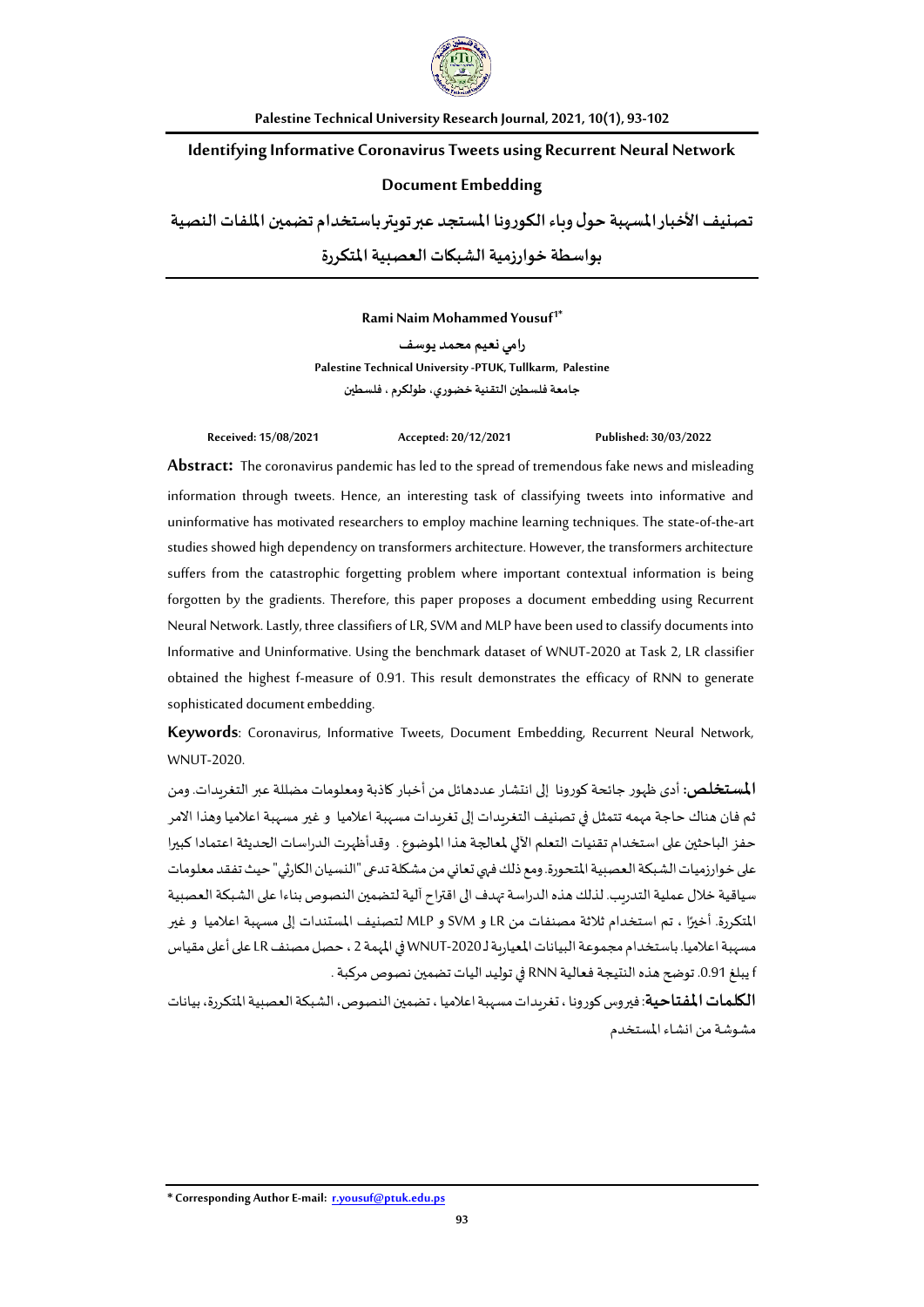# Identifying Informative Coronavirus Tweets using Recurrent Neural Network Document Embedding

# تصنيف الأخبار المسهبة حول وباء الكورونا المستجد عبر تويتر باستخدام تضمين الملفات النصية بواسطة خوارزمية الشبكات العصبية المتكررة

**Rami Naim Mohammed Yousuf[1*]**

**رامي نعيم محمد يوسف**

**Palestine Technical University -PTUK, Tullkarm, Palestine**

**جامعة فلسطين التقنية خضوري، طولكرم ، فلسطين**

**Received: 15/08/2021** | **Accepted: 20/12/2021** | **Published: 30/03/2022**

**Abstract:** The coronavirus pandemic has led to the spread of tremendous fake news and misleading information through tweets. Hence, an interesting task of classifying tweets into informative and uninformative has motivated researchers to employ machine learning techniques. The state-of-the-art studies showed high dependency on transformers architecture. However, the transformers architecture suffers from the catastrophic forgetting problem where important contextual information is being forgotten by the gradients. Therefore, this paper proposes a document embedding using Recurrent Neural Network. Lastly, three classifiers of LR, SVM and MLP have been used to classify documents into Informative and Uninformative. Using the benchmark dataset of WNUT-2020 at Task 2, LR classifier obtained the highest f-measure of 0.91. This result demonstrates the efficacy of RNN to generate sophisticated document embedding.

**Keywords**: Coronavirus, Informative Tweets, Document Embedding, Recurrent Neural Network, WNUT-2020.

**المستخلص:** أدى ظهور جائحة كورونا إلى انتشار عددهائل من أخبار كاذبة ومعلومات مضللة عبر التغريدات. ومن ثم فان هناك حاجة مهمه تتمثل في تصنيف التغريدات إلى تغريدات مسهبة اعلاميا و غير مسهبة اعلاميا وهذا الامر حفز الباحثين على استخدام تقنيات التعلم الآلي لمعالجة هذا الموضوع . وقدأظهرت الدراسات الحديثة اعتمادا كبيرا على خوارزميات الشبكة العصبية المتحورة. ومع ذلك فهي تعاني من مشكلة تدعى "النسيان الكارثي" حيث تفقد معلومات سياقية خلال عملية التدريب. لذلك هذه الدراسة تهدف الى اقتراح آلية لتضمين النصوص بناءا على الشبكة العصبية المتكررة. أخيرًا ، تم استخدام ثلاثة مصنفات من LR و SVM و MLP لتصنيف المستندات إلى مسهبة اعلاميا و غير مسهبة اعلاميا. باستخدام مجموعة البيانات المعيارية لـ WNUT-2020 في المهمة 2 ، حصل مصنف LR على أعلى مقياس f يبلغ 0.91. توضح هذه النتيجة فعالية RNN في توليد اليات تضمين نصوص مركبة .

**الكلمات المفتاحية**: فيروس كورونا ، تغريدات مسهبة اعلاميا ، تضمين النصوص، الشبكة العصبية المتكررة، بيانات مشوشة من انشاء المستخدم

\* Corresponding Author E-mail: r.yousuf@ptuk.edu.ps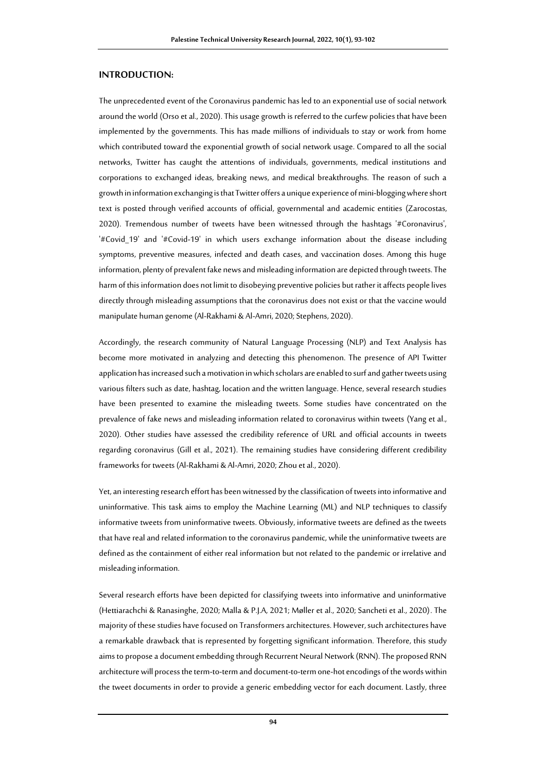## INTRODUCTION:

The unprecedented event of the Coronavirus pandemic has led to an exponential use of social network around the world (Orso et al., 2020). This usage growth is referred to the curfew policies that have been implemented by the governments. This has made millions of individuals to stay or work from home which contributed toward the exponential growth of social network usage. Compared to all the social networks, Twitter has caught the attentions of individuals, governments, medical institutions and corporations to exchanged ideas, breaking news, and medical breakthroughs. The reason of such a growth in information exchanging is that Twitter offers a unique experience of mini-blogging where short text is posted through verified accounts of official, governmental and academic entities (Zarocostas, 2020). Tremendous number of tweets have been witnessed through the hashtags '#Coronavirus', '#Covid_19' and '#Covid-19' in which users exchange information about the disease including symptoms, preventive measures, infected and death cases, and vaccination doses. Among this huge information, plenty of prevalent fake news and misleading information are depicted through tweets. The harm of this information does not limit to disobeying preventive policies but rather it affects people lives directly through misleading assumptions that the coronavirus does not exist or that the vaccine would manipulate human genome (Al-Rakhami & Al-Amri, 2020; Stephens, 2020).

Accordingly, the research community of Natural Language Processing (NLP) and Text Analysis has become more motivated in analyzing and detecting this phenomenon. The presence of API Twitter application has increased such a motivation in which scholars are enabled to surf and gather tweets using various filters such as date, hashtag, location and the written language. Hence, several research studies have been presented to examine the misleading tweets. Some studies have concentrated on the prevalence of fake news and misleading information related to coronavirus within tweets (Yang et al., 2020). Other studies have assessed the credibility reference of URL and official accounts in tweets regarding coronavirus (Gill et al., 2021). The remaining studies have considering different credibility frameworks for tweets (Al-Rakhami & Al-Amri, 2020; Zhou et al., 2020).

Yet, an interesting research effort has been witnessed by the classification of tweets into informative and uninformative. This task aims to employ the Machine Learning (ML) and NLP techniques to classify informative tweets from uninformative tweets. Obviously, informative tweets are defined as the tweets that have real and related information to the coronavirus pandemic, while the uninformative tweets are defined as the containment of either real information but not related to the pandemic or irrelative and misleading information.

Several research efforts have been depicted for classifying tweets into informative and uninformative (Hettiarachchi & Ranasinghe, 2020; Malla & P.J.A, 2021; Møller et al., 2020; Sancheti et al., 2020). The majority of these studies have focused on Transformers architectures. However, such architectures have a remarkable drawback that is represented by forgetting significant information. Therefore, this study aims to propose a document embedding through Recurrent Neural Network (RNN). The proposed RNN architecture will process the term-to-term and document-to-term one-hot encodings of the words within the tweet documents in order to provide a generic embedding vector for each document. Lastly, three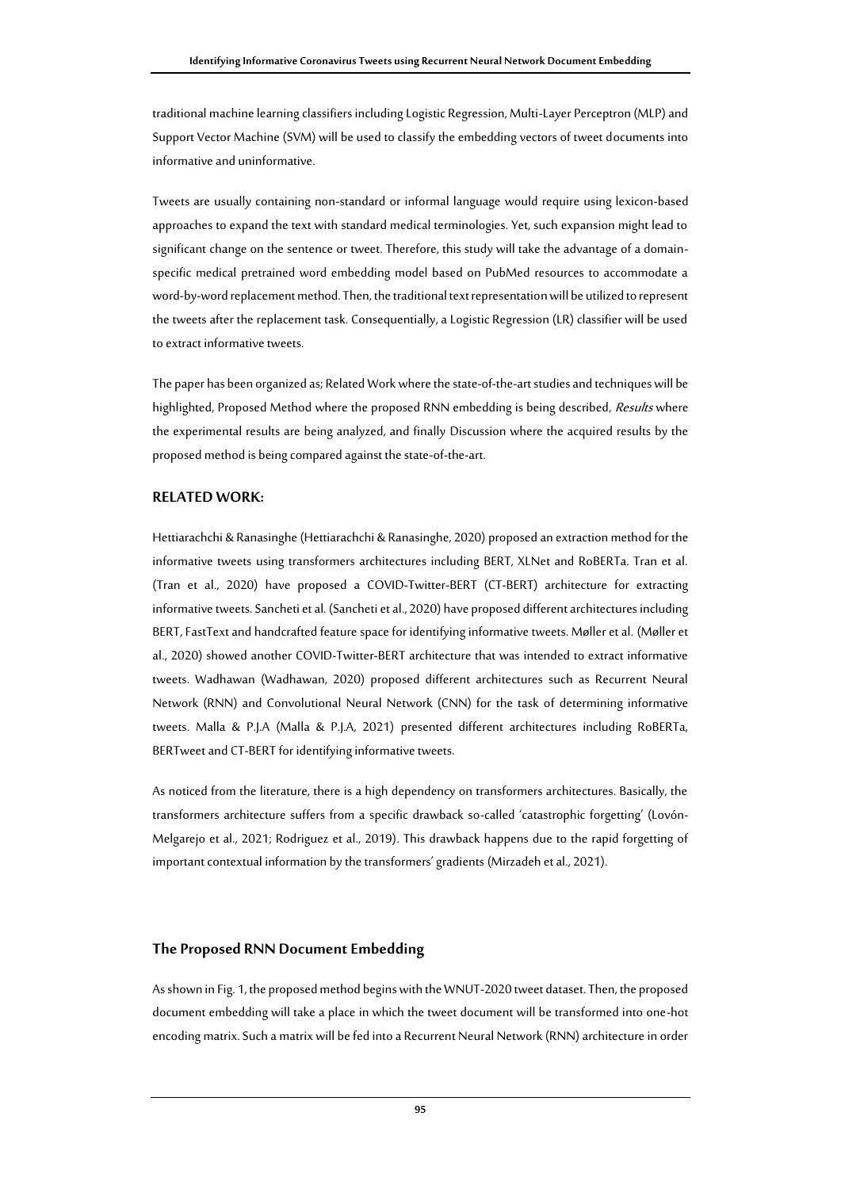traditional machine learning classifiers including Logistic Regression, Multi-Layer Perceptron (MLP) and Support Vector Machine (SVM) will be used to classify the embedding vectors of tweet documents into informative and uninformative.

Tweets are usually containing non-standard or informal language would require using lexicon-based approaches to expand the text with standard medical terminologies. Yet, such expansion might lead to significant change on the sentence or tweet. Therefore, this study will take the advantage of a domain-specific medical pretrained word embedding model based on PubMed resources to accommodate a word-by-word replacement method. Then, the traditional text representation will be utilized to represent the tweets after the replacement task. Consequentially, a Logistic Regression (LR) classifier will be used to extract informative tweets.

The paper has been organized as; Related Work where the state-of-the-art studies and techniques will be highlighted, Proposed Method where the proposed RNN embedding is being described, *Results* where the experimental results are being analyzed, and finally Discussion where the acquired results by the proposed method is being compared against the state-of-the-art.

## RELATED WORK:

Hettiarachchi & Ranasinghe (Hettiarachchi & Ranasinghe, 2020) proposed an extraction method for the informative tweets using transformers architectures including BERT, XLNet and RoBERTa. Tran et al. (Tran et al., 2020) have proposed a COVID-Twitter-BERT (CT-BERT) architecture for extracting informative tweets. Sancheti et al. (Sancheti et al., 2020) have proposed different architectures including BERT, FastText and handcrafted feature space for identifying informative tweets. Møller et al. (Møller et al., 2020) showed another COVID-Twitter-BERT architecture that was intended to extract informative tweets. Wadhawan (Wadhawan, 2020) proposed different architectures such as Recurrent Neural Network (RNN) and Convolutional Neural Network (CNN) for the task of determining informative tweets. Malla & P.J.A (Malla & P.J.A, 2021) presented different architectures including RoBERTa, BERTweet and CT-BERT for identifying informative tweets.

As noticed from the literature, there is a high dependency on transformers architectures. Basically, the transformers architecture suffers from a specific drawback so-called 'catastrophic forgetting' (Lovón-Melgarejo et al., 2021; Rodriguez et al., 2019). This drawback happens due to the rapid forgetting of important contextual information by the transformers' gradients (Mirzadeh et al., 2021).

## The Proposed RNN Document Embedding

As shown in Fig. 1, the proposed method begins with the WNUT-2020 tweet dataset. Then, the proposed document embedding will take a place in which the tweet document will be transformed into one-hot encoding matrix. Such a matrix will be fed into a Recurrent Neural Network (RNN) architecture in order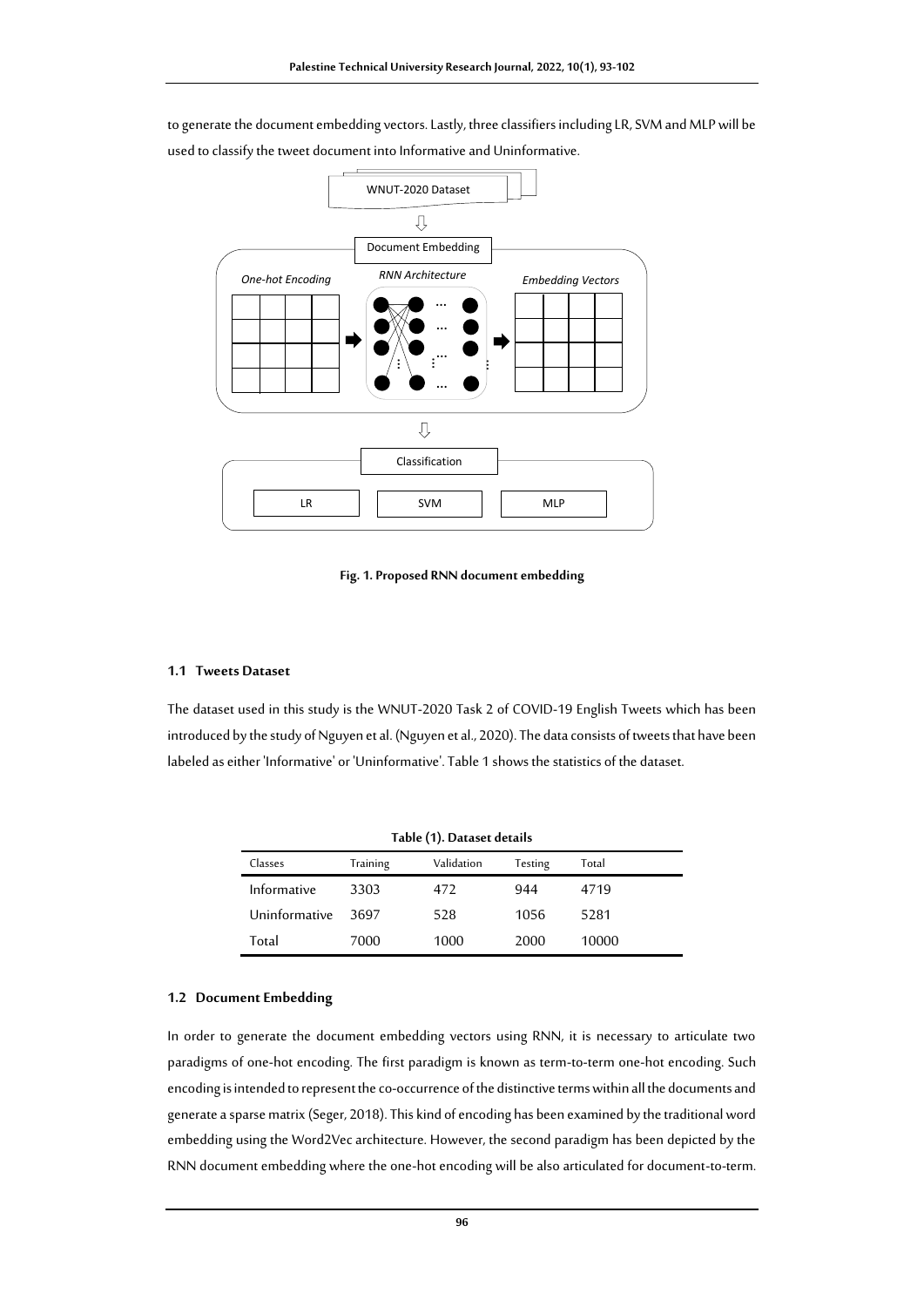to generate the document embedding vectors. Lastly, three classifiers including LR, SVM and MLP will be used to classify the tweet document into Informative and Uninformative.

**Fig. 1. Proposed RNN document embedding**

### 1.1 Tweets Dataset

The dataset used in this study is the WNUT-2020 Task 2 of COVID-19 English Tweets which has been introduced by the study of Nguyen et al. (Nguyen et al., 2020). The data consists of tweets that have been labeled as either 'Informative' or 'Uninformative'. Table 1 shows the statistics of the dataset.

**Table (1). Dataset details**

| Classes | Training | Validation | Testing | Total |
|---|---|---|---|---|
| Informative | 3303 | 472 | 944 | 4719 |
| Uninformative | 3697 | 528 | 1056 | 5281 |
| Total | 7000 | 1000 | 2000 | 10000 |

### 1.2 Document Embedding

In order to generate the document embedding vectors using RNN, it is necessary to articulate two paradigms of one-hot encoding. The first paradigm is known as term-to-term one-hot encoding. Such encoding is intended to represent the co-occurrence of the distinctive terms within all the documents and generate a sparse matrix (Seger, 2018). This kind of encoding has been examined by the traditional word embedding using the Word2Vec architecture. However, the second paradigm has been depicted by the RNN document embedding where the one-hot encoding will be also articulated for document-to-term.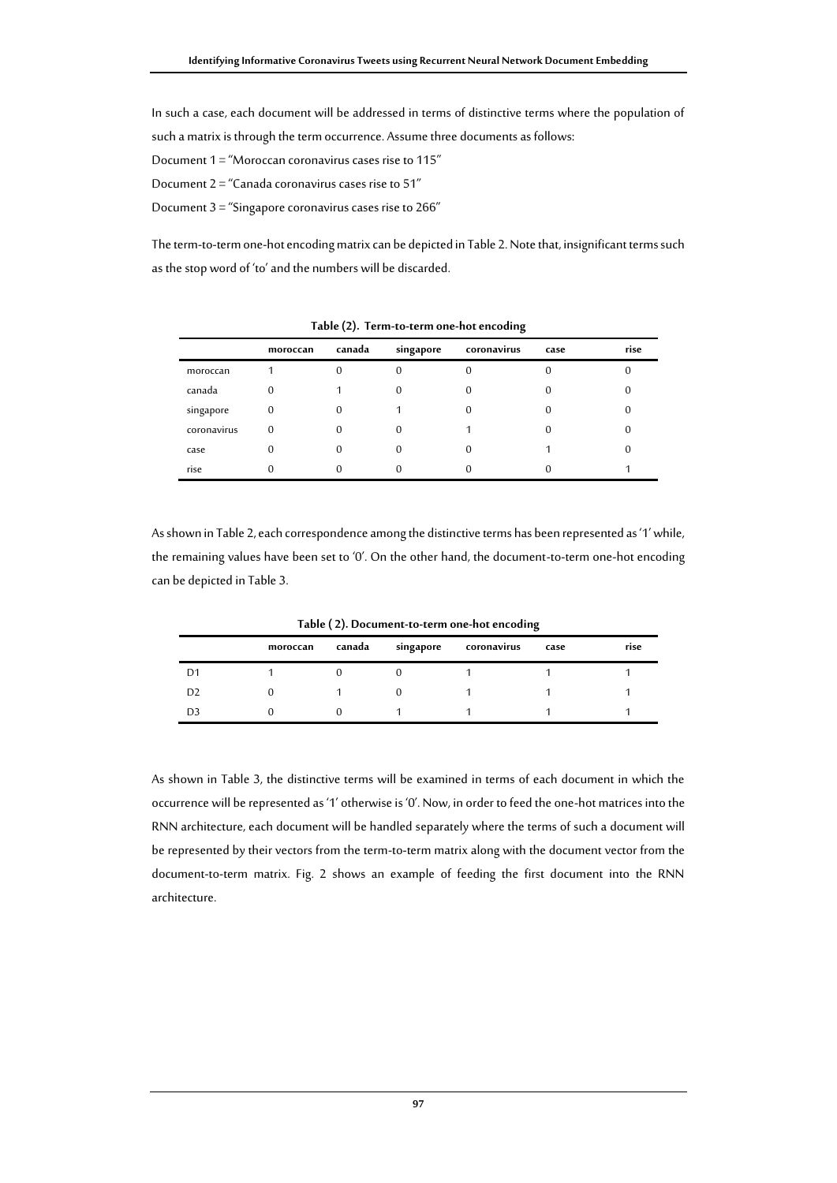In such a case, each document will be addressed in terms of distinctive terms where the population of such a matrix is through the term occurrence. Assume three documents as follows:

Document 1 = "Moroccan coronavirus cases rise to 115"

Document 2 = "Canada coronavirus cases rise to 51"

Document 3 = "Singapore coronavirus cases rise to 266"

The term-to-term one-hot encoding matrix can be depicted in Table 2. Note that, insignificant terms such as the stop word of 'to' and the numbers will be discarded.

**Table (2). Term-to-term one-hot encoding**

| | moroccan | canada | singapore | coronavirus | case | rise |
|---|---|---|---|---|---|---|
| moroccan | 1 | 0 | 0 | 0 | 0 | 0 |
| canada | 0 | 1 | 0 | 0 | 0 | 0 |
| singapore | 0 | 0 | 1 | 0 | 0 | 0 |
| coronavirus | 0 | 0 | 0 | 1 | 0 | 0 |
| case | 0 | 0 | 0 | 0 | 1 | 0 |
| rise | 0 | 0 | 0 | 0 | 0 | 1 |

As shown in Table 2, each correspondence among the distinctive terms has been represented as '1' while, the remaining values have been set to '0'. On the other hand, the document-to-term one-hot encoding can be depicted in Table 3.

**Table ( 2). Document-to-term one-hot encoding**

| | moroccan | canada | singapore | coronavirus | case | rise |
|---|---|---|---|---|---|---|
| D1 | 1 | 0 | 0 | 1 | 1 | 1 |
| D2 | 0 | 1 | 0 | 1 | 1 | 1 |
| D3 | 0 | 0 | 1 | 1 | 1 | 1 |

As shown in Table 3, the distinctive terms will be examined in terms of each document in which the occurrence will be represented as '1' otherwise is '0'. Now, in order to feed the one-hot matrices into the RNN architecture, each document will be handled separately where the terms of such a document will be represented by their vectors from the term-to-term matrix along with the document vector from the document-to-term matrix. Fig. 2 shows an example of feeding the first document into the RNN architecture.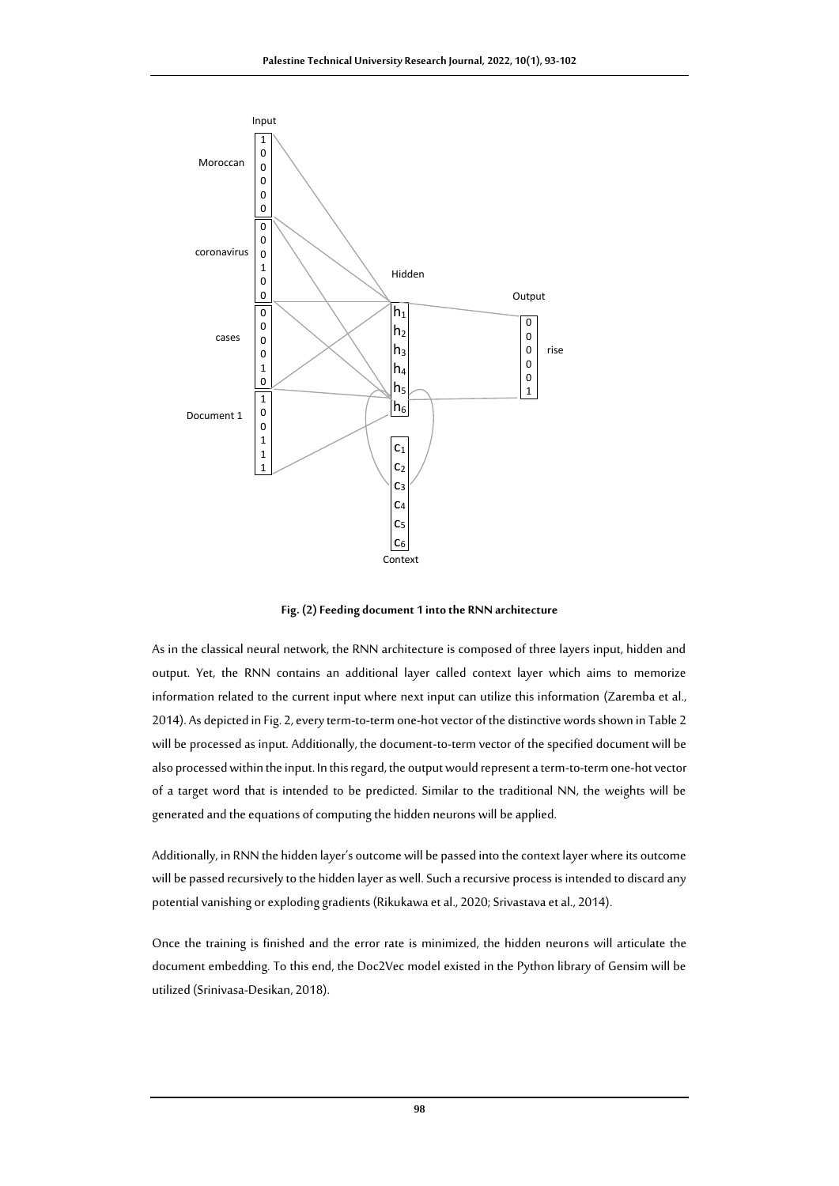Fig. (2) Feeding document 1 into the RNN architecture

As in the classical neural network, the RNN architecture is composed of three layers input, hidden and output. Yet, the RNN contains an additional layer called context layer which aims to memorize information related to the current input where next input can utilize this information (Zaremba et al., 2014). As depicted in Fig. 2, every term-to-term one-hot vector of the distinctive words shown in Table 2 will be processed as input. Additionally, the document-to-term vector of the specified document will be also processed within the input. In this regard, the output would represent a term-to-term one-hot vector of a target word that is intended to be predicted. Similar to the traditional NN, the weights will be generated and the equations of computing the hidden neurons will be applied.

Additionally, in RNN the hidden layer's outcome will be passed into the context layer where its outcome will be passed recursively to the hidden layer as well. Such a recursive process is intended to discard any potential vanishing or exploding gradients (Rikukawa et al., 2020; Srivastava et al., 2014).

Once the training is finished and the error rate is minimized, the hidden neurons will articulate the document embedding. To this end, the Doc2Vec model existed in the Python library of Gensim will be utilized (Srinivasa-Desikan, 2018).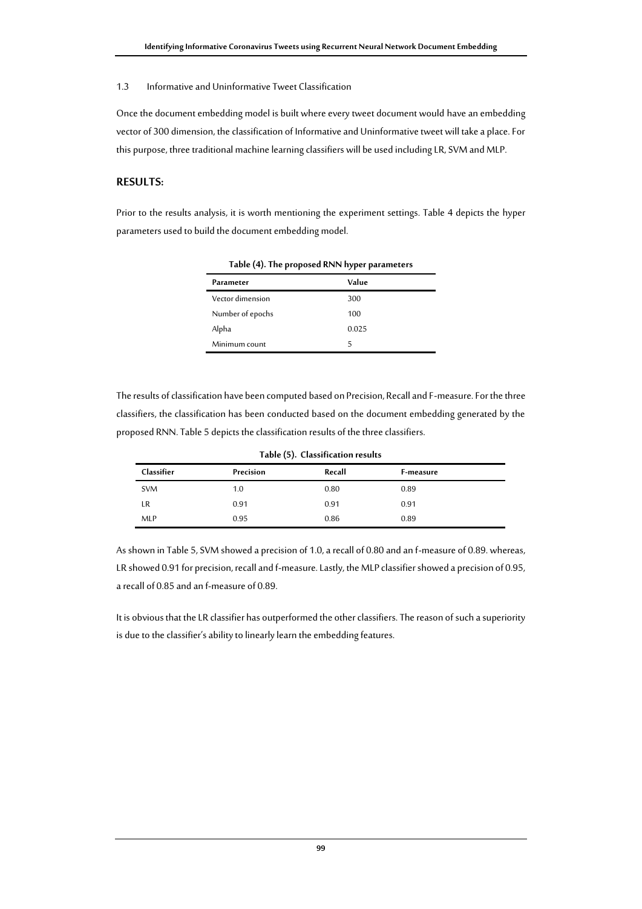### 1.3 Informative and Uninformative Tweet Classification

Once the document embedding model is built where every tweet document would have an embedding vector of 300 dimension, the classification of Informative and Uninformative tweet will take a place. For this purpose, three traditional machine learning classifiers will be used including LR, SVM and MLP.

## RESULTS:

Prior to the results analysis, it is worth mentioning the experiment settings. Table 4 depicts the hyper parameters used to build the document embedding model.

**Table (4). The proposed RNN hyper parameters**

| Parameter | Value |
|---|---|
| Vector dimension | 300 |
| Number of epochs | 100 |
| Alpha | 0.025 |
| Minimum count | 5 |

The results of classification have been computed based on Precision, Recall and F-measure. For the three classifiers, the classification has been conducted based on the document embedding generated by the proposed RNN. Table 5 depicts the classification results of the three classifiers.

**Table (5). Classification results**

| Classifier | Precision | Recall | F-measure |
|---|---|---|---|
| SVM | 1.0 | 0.80 | 0.89 |
| LR | 0.91 | 0.91 | 0.91 |
| MLP | 0.95 | 0.86 | 0.89 |

As shown in Table 5, SVM showed a precision of 1.0, a recall of 0.80 and an f-measure of 0.89. whereas, LR showed 0.91 for precision, recall and f-measure. Lastly, the MLP classifier showed a precision of 0.95, a recall of 0.85 and an f-measure of 0.89.

It is obvious that the LR classifier has outperformed the other classifiers. The reason of such a superiority is due to the classifier's ability to linearly learn the embedding features.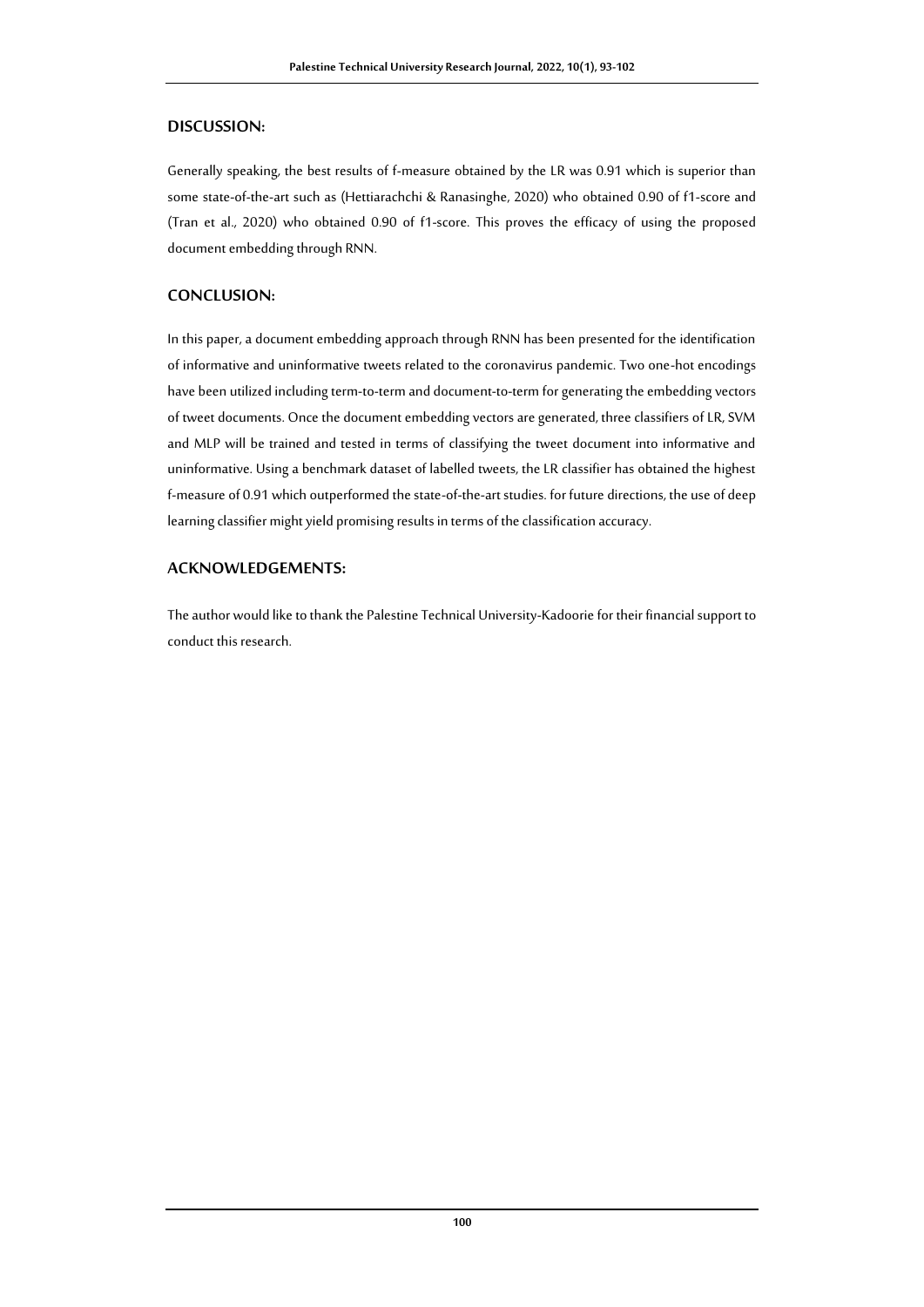## DISCUSSION:

Generally speaking, the best results of f-measure obtained by the LR was 0.91 which is superior than some state-of-the-art such as (Hettiarachchi & Ranasinghe, 2020) who obtained 0.90 of f1-score and (Tran et al., 2020) who obtained 0.90 of f1-score. This proves the efficacy of using the proposed document embedding through RNN.

## CONCLUSION:

In this paper, a document embedding approach through RNN has been presented for the identification of informative and uninformative tweets related to the coronavirus pandemic. Two one-hot encodings have been utilized including term-to-term and document-to-term for generating the embedding vectors of tweet documents. Once the document embedding vectors are generated, three classifiers of LR, SVM and MLP will be trained and tested in terms of classifying the tweet document into informative and uninformative. Using a benchmark dataset of labelled tweets, the LR classifier has obtained the highest f-measure of 0.91 which outperformed the state-of-the-art studies. for future directions, the use of deep learning classifier might yield promising results in terms of the classification accuracy.

## ACKNOWLEDGEMENTS:

The author would like to thank the Palestine Technical University-Kadoorie for their financial support to conduct this research.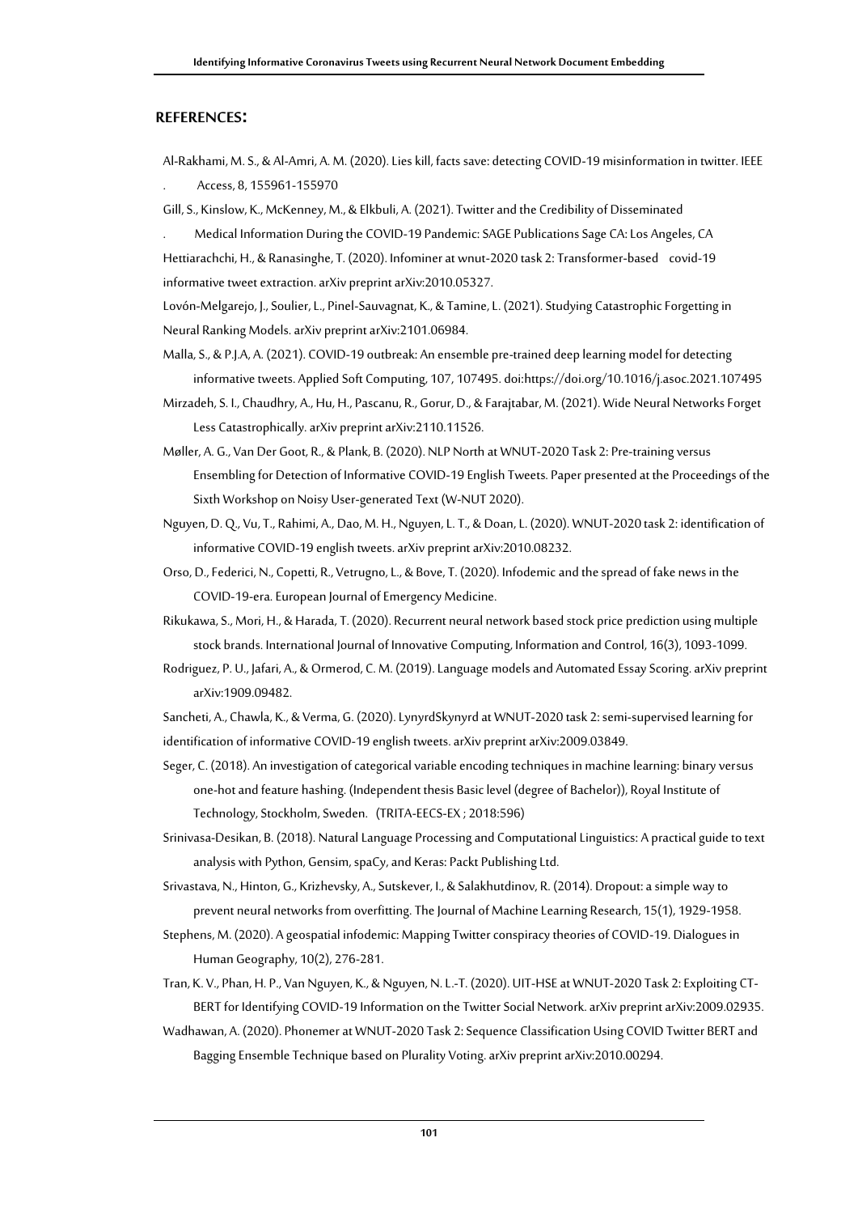## REFERENCES:

Al-Rakhami, M. S., & Al-Amri, A. M. (2020). Lies kill, facts save: detecting COVID-19 misinformation in twitter. IEEE . Access, 8, 155961-155970

Gill, S., Kinslow, K., McKenney, M., & Elkbuli, A. (2021). Twitter and the Credibility of Disseminated . Medical Information During the COVID-19 Pandemic: SAGE Publications Sage CA: Los Angeles, CA

Hettiarachchi, H., & Ranasinghe, T. (2020). Infominer at wnut-2020 task 2: Transformer-based covid-19 informative tweet extraction. arXiv preprint arXiv:2010.05327.

Lovón-Melgarejo, J., Soulier, L., Pinel-Sauvagnat, K., & Tamine, L. (2021). Studying Catastrophic Forgetting in Neural Ranking Models. arXiv preprint arXiv:2101.06984.

Malla, S., & P.J.A, A. (2021). COVID-19 outbreak: An ensemble pre-trained deep learning model for detecting informative tweets. Applied Soft Computing, 107, 107495. doi:https://doi.org/10.1016/j.asoc.2021.107495

Mirzadeh, S. I., Chaudhry, A., Hu, H., Pascanu, R., Gorur, D., & Farajtabar, M. (2021). Wide Neural Networks Forget Less Catastrophically. arXiv preprint arXiv:2110.11526.

Møller, A. G., Van Der Goot, R., & Plank, B. (2020). NLP North at WNUT-2020 Task 2: Pre-training versus Ensembling for Detection of Informative COVID-19 English Tweets. Paper presented at the Proceedings of the Sixth Workshop on Noisy User-generated Text (W-NUT 2020).

Nguyen, D. Q., Vu, T., Rahimi, A., Dao, M. H., Nguyen, L. T., & Doan, L. (2020). WNUT-2020 task 2: identification of informative COVID-19 english tweets. arXiv preprint arXiv:2010.08232.

Orso, D., Federici, N., Copetti, R., Vetrugno, L., & Bove, T. (2020). Infodemic and the spread of fake news in the COVID-19-era. European Journal of Emergency Medicine.

Rikukawa, S., Mori, H., & Harada, T. (2020). Recurrent neural network based stock price prediction using multiple stock brands. International Journal of Innovative Computing, Information and Control, 16(3), 1093-1099.

Rodriguez, P. U., Jafari, A., & Ormerod, C. M. (2019). Language models and Automated Essay Scoring. arXiv preprint arXiv:1909.09482.

Sancheti, A., Chawla, K., & Verma, G. (2020). LynyrdSkynyrd at WNUT-2020 task 2: semi-supervised learning for identification of informative COVID-19 english tweets. arXiv preprint arXiv:2009.03849.

Seger, C. (2018). An investigation of categorical variable encoding techniques in machine learning: binary versus one-hot and feature hashing. (Independent thesis Basic level (degree of Bachelor)), Royal Institute of Technology, Stockholm, Sweden. (TRITA-EECS-EX ; 2018:596)

Srinivasa-Desikan, B. (2018). Natural Language Processing and Computational Linguistics: A practical guide to text analysis with Python, Gensim, spaCy, and Keras: Packt Publishing Ltd.

Srivastava, N., Hinton, G., Krizhevsky, A., Sutskever, I., & Salakhutdinov, R. (2014). Dropout: a simple way to prevent neural networks from overfitting. The Journal of Machine Learning Research, 15(1), 1929-1958.

Stephens, M. (2020). A geospatial infodemic: Mapping Twitter conspiracy theories of COVID-19. Dialogues in Human Geography, 10(2), 276-281.

Tran, K. V., Phan, H. P., Van Nguyen, K., & Nguyen, N. L.-T. (2020). UIT-HSE at WNUT-2020 Task 2: Exploiting CT-BERT for Identifying COVID-19 Information on the Twitter Social Network. arXiv preprint arXiv:2009.02935.

Wadhawan, A. (2020). Phonemer at WNUT-2020 Task 2: Sequence Classification Using COVID Twitter BERT and Bagging Ensemble Technique based on Plurality Voting. arXiv preprint arXiv:2010.00294.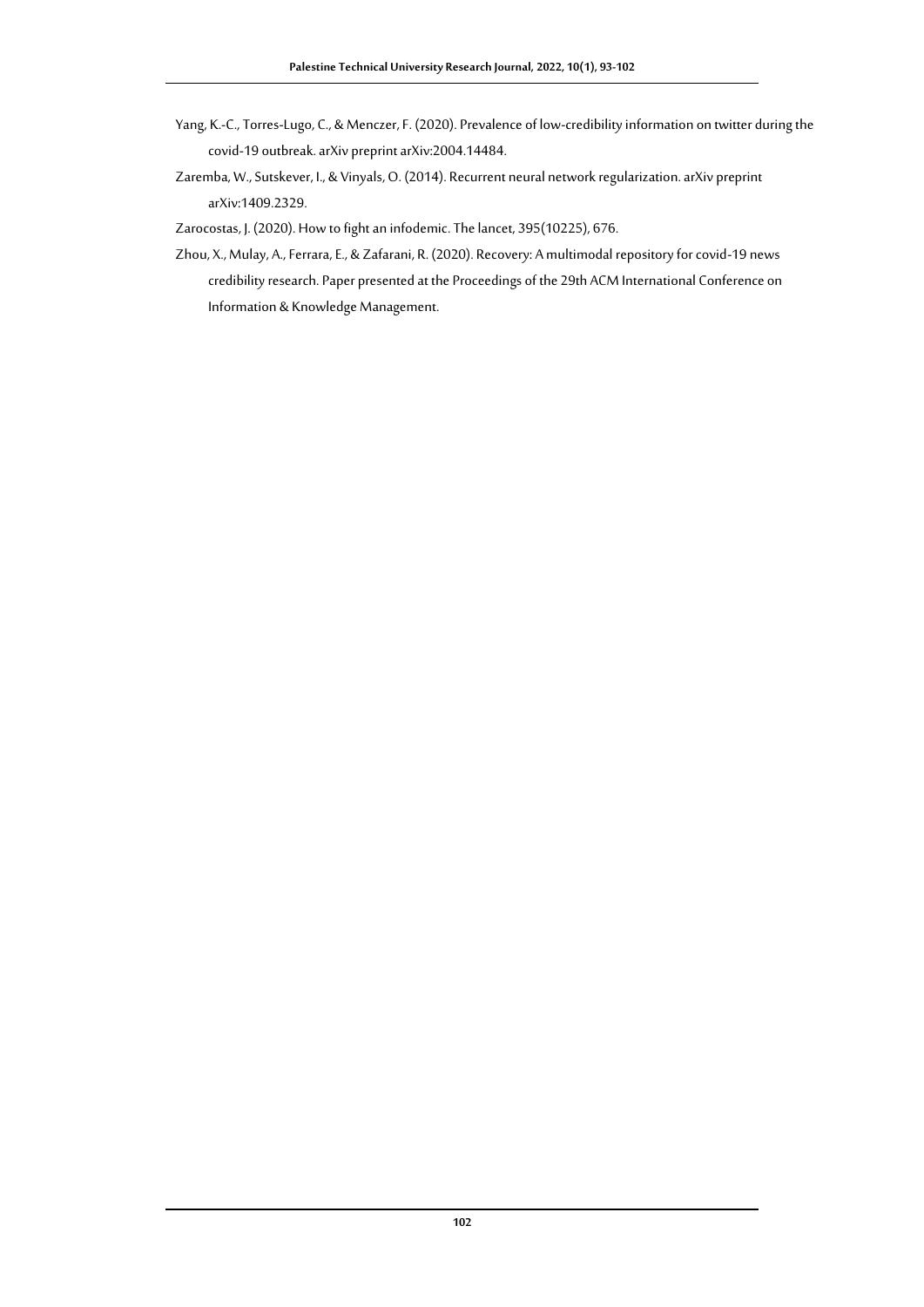Yang, K.-C., Torres-Lugo, C., & Menczer, F. (2020). Prevalence of low-credibility information on twitter during the covid-19 outbreak. arXiv preprint arXiv:2004.14484.

Zaremba, W., Sutskever, I., & Vinyals, O. (2014). Recurrent neural network regularization. arXiv preprint arXiv:1409.2329.

Zarocostas, J. (2020). How to fight an infodemic. The lancet, 395(10225), 676.

Zhou, X., Mulay, A., Ferrara, E., & Zafarani, R. (2020). Recovery: A multimodal repository for covid-19 news credibility research. Paper presented at the Proceedings of the 29th ACM International Conference on Information & Knowledge Management.